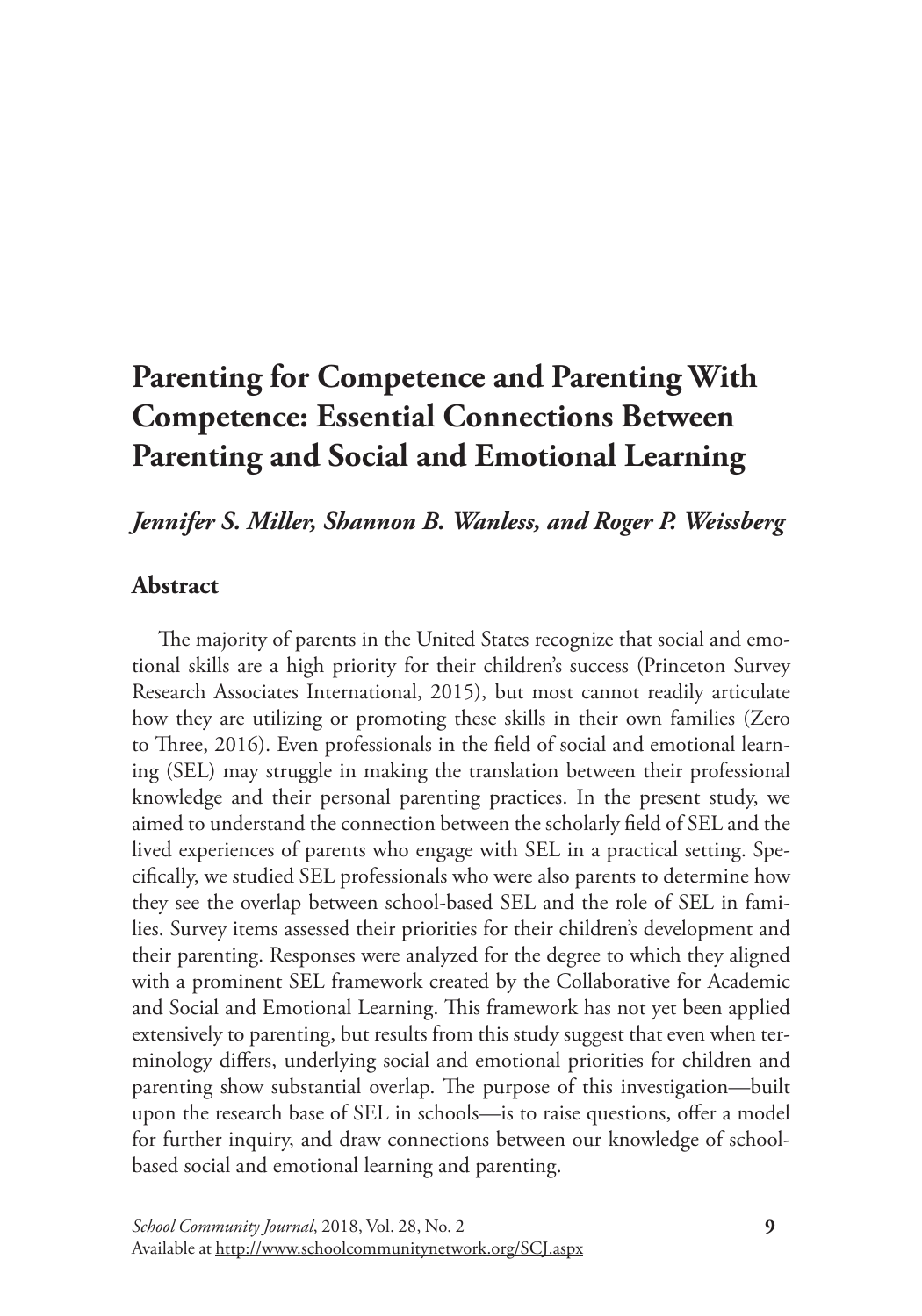# Parenting for Competence and Parenting With Competence: Essential Connections Between Parenting and Social and Emotional Learning

*Jennifer S. Miller, Shannon B. Wanless, and Roger P. Weissberg*

## Abstract

The majority of parents in the United States recognize that social and emotional skills are a high priority for their children's success (Princeton Survey Research Associates International, 2015), but most cannot readily articulate how they are utilizing or promoting these skills in their own families (Zero to Three, 2016). Even professionals in the field of social and emotional learning (SEL) may struggle in making the translation between their professional knowledge and their personal parenting practices. In the present study, we aimed to understand the connection between the scholarly field of SEL and the lived experiences of parents who engage with SEL in a practical setting. Specifically, we studied SEL professionals who were also parents to determine how they see the overlap between school-based SEL and the role of SEL in families. Survey items assessed their priorities for their children's development and their parenting. Responses were analyzed for the degree to which they aligned with a prominent SEL framework created by the Collaborative for Academic and Social and Emotional Learning. This framework has not yet been applied extensively to parenting, but results from this study suggest that even when terminology differs, underlying social and emotional priorities for children and parenting show substantial overlap. The purpose of this investigation—built upon the research base of SEL in schools—is to raise questions, offer a model for further inquiry, and draw connections between our knowledge of school-based social and emotional learning and parenting.

*School Community Journal*, 2018, Vol. 28, No. 2
Available at http://www.schoolcommunitynetwork.org/SCJ.aspx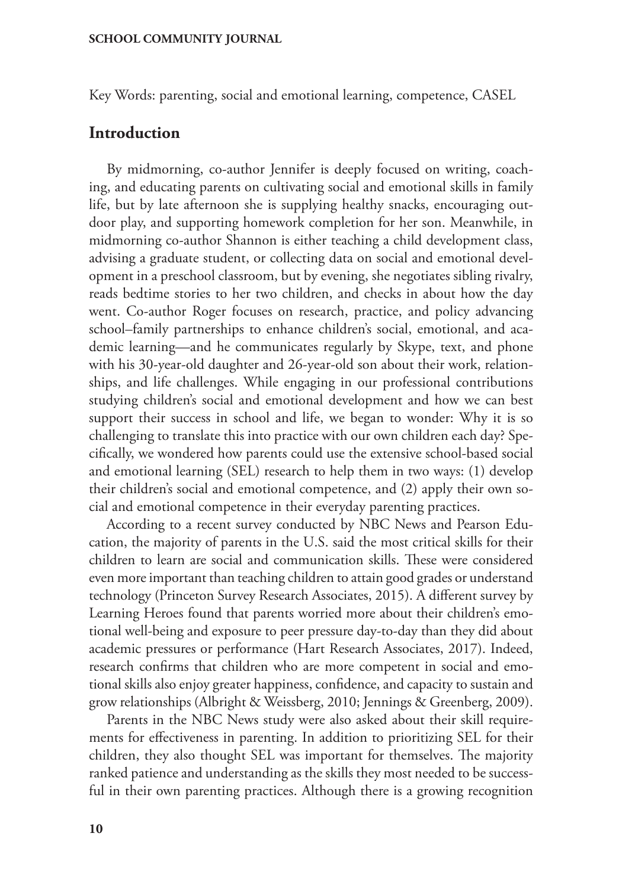Key Words: parenting, social and emotional learning, competence, CASEL

## Introduction

By midmorning, co-author Jennifer is deeply focused on writing, coaching, and educating parents on cultivating social and emotional skills in family life, but by late afternoon she is supplying healthy snacks, encouraging outdoor play, and supporting homework completion for her son. Meanwhile, in midmorning co-author Shannon is either teaching a child development class, advising a graduate student, or collecting data on social and emotional development in a preschool classroom, but by evening, she negotiates sibling rivalry, reads bedtime stories to her two children, and checks in about how the day went. Co-author Roger focuses on research, practice, and policy advancing school–family partnerships to enhance children's social, emotional, and academic learning—and he communicates regularly by Skype, text, and phone with his 30-year-old daughter and 26-year-old son about their work, relationships, and life challenges. While engaging in our professional contributions studying children's social and emotional development and how we can best support their success in school and life, we began to wonder: Why it is so challenging to translate this into practice with our own children each day? Specifically, we wondered how parents could use the extensive school-based social and emotional learning (SEL) research to help them in two ways: (1) develop their children's social and emotional competence, and (2) apply their own social and emotional competence in their everyday parenting practices.

According to a recent survey conducted by NBC News and Pearson Education, the majority of parents in the U.S. said the most critical skills for their children to learn are social and communication skills. These were considered even more important than teaching children to attain good grades or understand technology (Princeton Survey Research Associates, 2015). A different survey by Learning Heroes found that parents worried more about their children's emotional well-being and exposure to peer pressure day-to-day than they did about academic pressures or performance (Hart Research Associates, 2017). Indeed, research confirms that children who are more competent in social and emotional skills also enjoy greater happiness, confidence, and capacity to sustain and grow relationships (Albright & Weissberg, 2010; Jennings & Greenberg, 2009).

Parents in the NBC News study were also asked about their skill requirements for effectiveness in parenting. In addition to prioritizing SEL for their children, they also thought SEL was important for themselves. The majority ranked patience and understanding as the skills they most needed to be successful in their own parenting practices. Although there is a growing recognition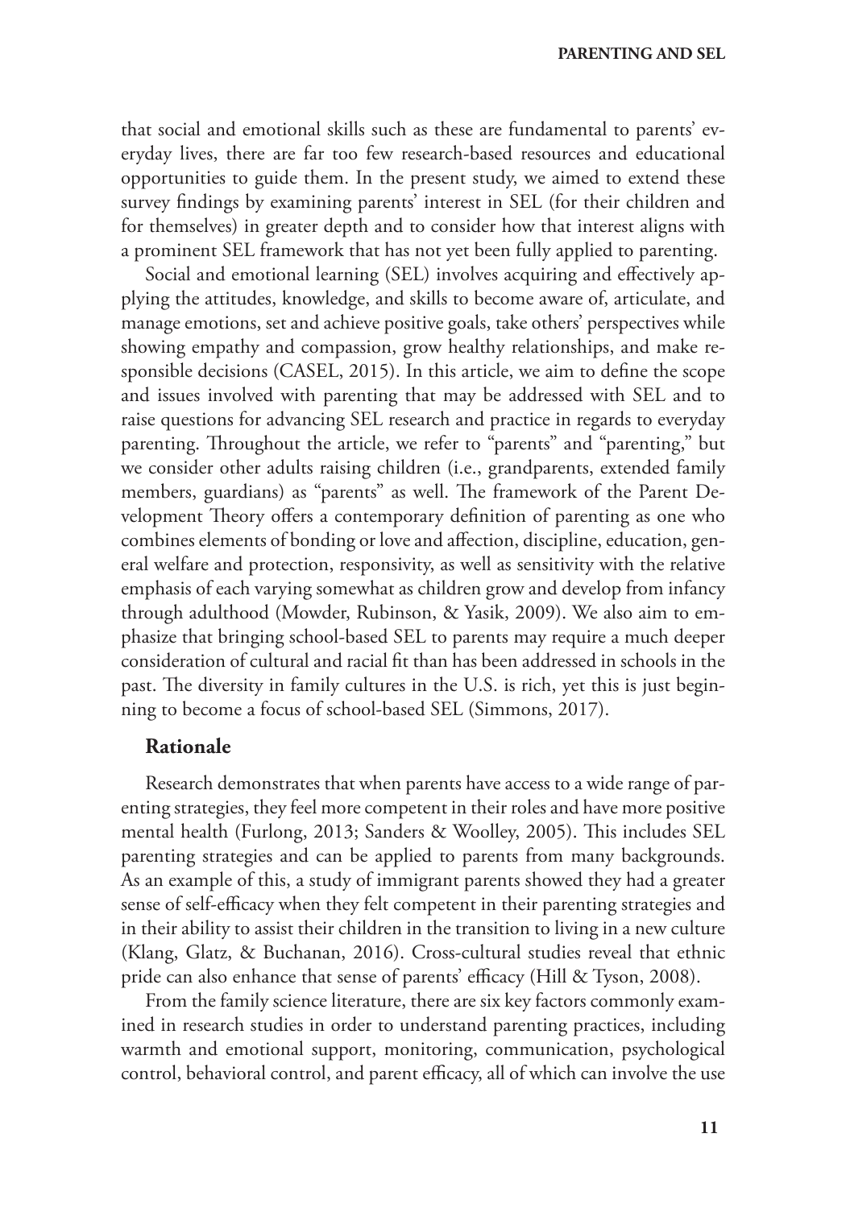that social and emotional skills such as these are fundamental to parents' everyday lives, there are far too few research-based resources and educational opportunities to guide them. In the present study, we aimed to extend these survey findings by examining parents' interest in SEL (for their children and for themselves) in greater depth and to consider how that interest aligns with a prominent SEL framework that has not yet been fully applied to parenting.

Social and emotional learning (SEL) involves acquiring and effectively applying the attitudes, knowledge, and skills to become aware of, articulate, and manage emotions, set and achieve positive goals, take others' perspectives while showing empathy and compassion, grow healthy relationships, and make responsible decisions (CASEL, 2015). In this article, we aim to define the scope and issues involved with parenting that may be addressed with SEL and to raise questions for advancing SEL research and practice in regards to everyday parenting. Throughout the article, we refer to "parents" and "parenting," but we consider other adults raising children (i.e., grandparents, extended family members, guardians) as "parents" as well. The framework of the Parent Development Theory offers a contemporary definition of parenting as one who combines elements of bonding or love and affection, discipline, education, general welfare and protection, responsivity, as well as sensitivity with the relative emphasis of each varying somewhat as children grow and develop from infancy through adulthood (Mowder, Rubinson, & Yasik, 2009). We also aim to emphasize that bringing school-based SEL to parents may require a much deeper consideration of cultural and racial fit than has been addressed in schools in the past. The diversity in family cultures in the U.S. is rich, yet this is just beginning to become a focus of school-based SEL (Simmons, 2017).

## Rationale

Research demonstrates that when parents have access to a wide range of parenting strategies, they feel more competent in their roles and have more positive mental health (Furlong, 2013; Sanders & Woolley, 2005). This includes SEL parenting strategies and can be applied to parents from many backgrounds. As an example of this, a study of immigrant parents showed they had a greater sense of self-efficacy when they felt competent in their parenting strategies and in their ability to assist their children in the transition to living in a new culture (Klang, Glatz, & Buchanan, 2016). Cross-cultural studies reveal that ethnic pride can also enhance that sense of parents' efficacy (Hill & Tyson, 2008).

From the family science literature, there are six key factors commonly examined in research studies in order to understand parenting practices, including warmth and emotional support, monitoring, communication, psychological control, behavioral control, and parent efficacy, all of which can involve the use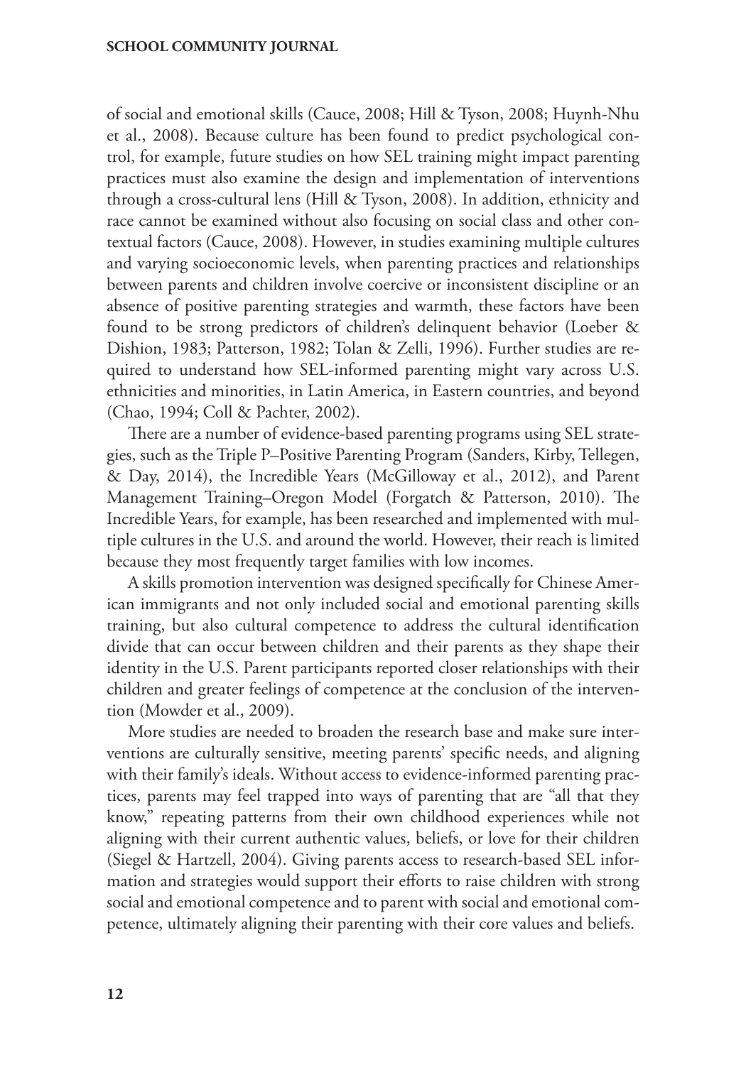of social and emotional skills (Cauce, 2008; Hill & Tyson, 2008; Huynh-Nhu et al., 2008). Because culture has been found to predict psychological control, for example, future studies on how SEL training might impact parenting practices must also examine the design and implementation of interventions through a cross-cultural lens (Hill & Tyson, 2008). In addition, ethnicity and race cannot be examined without also focusing on social class and other contextual factors (Cauce, 2008). However, in studies examining multiple cultures and varying socioeconomic levels, when parenting practices and relationships between parents and children involve coercive or inconsistent discipline or an absence of positive parenting strategies and warmth, these factors have been found to be strong predictors of children's delinquent behavior (Loeber & Dishion, 1983; Patterson, 1982; Tolan & Zelli, 1996). Further studies are required to understand how SEL-informed parenting might vary across U.S. ethnicities and minorities, in Latin America, in Eastern countries, and beyond (Chao, 1994; Coll & Pachter, 2002).

There are a number of evidence-based parenting programs using SEL strategies, such as the Triple P–Positive Parenting Program (Sanders, Kirby, Tellegen, & Day, 2014), the Incredible Years (McGilloway et al., 2012), and Parent Management Training–Oregon Model (Forgatch & Patterson, 2010). The Incredible Years, for example, has been researched and implemented with multiple cultures in the U.S. and around the world. However, their reach is limited because they most frequently target families with low incomes.

A skills promotion intervention was designed specifically for Chinese American immigrants and not only included social and emotional parenting skills training, but also cultural competence to address the cultural identification divide that can occur between children and their parents as they shape their identity in the U.S. Parent participants reported closer relationships with their children and greater feelings of competence at the conclusion of the intervention (Mowder et al., 2009).

More studies are needed to broaden the research base and make sure interventions are culturally sensitive, meeting parents' specific needs, and aligning with their family's ideals. Without access to evidence-informed parenting practices, parents may feel trapped into ways of parenting that are "all that they know," repeating patterns from their own childhood experiences while not aligning with their current authentic values, beliefs, or love for their children (Siegel & Hartzell, 2004). Giving parents access to research-based SEL information and strategies would support their efforts to raise children with strong social and emotional competence and to parent with social and emotional competence, ultimately aligning their parenting with their core values and beliefs.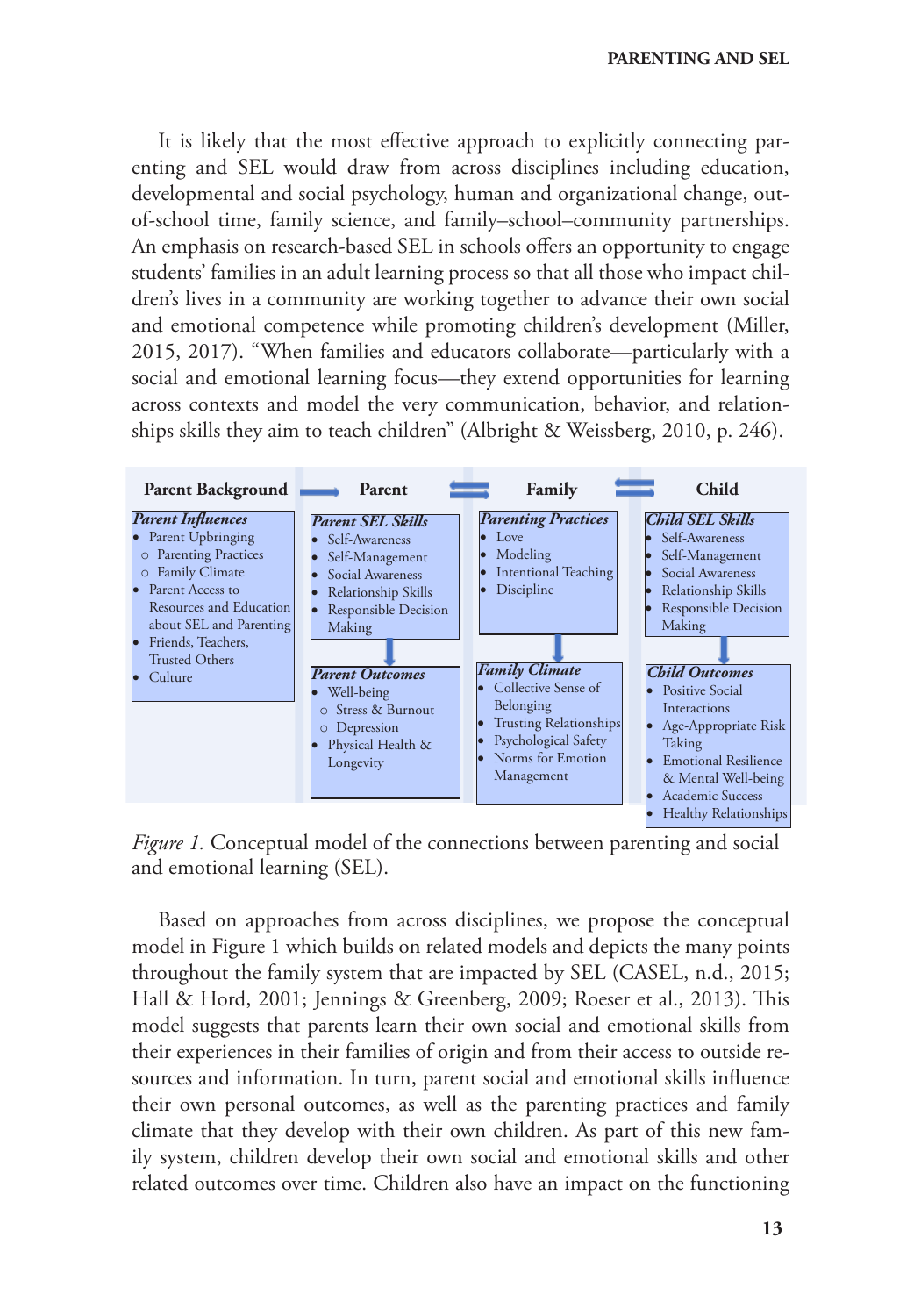It is likely that the most effective approach to explicitly connecting parenting and SEL would draw from across disciplines including education, developmental and social psychology, human and organizational change, out-of-school time, family science, and family–school–community partnerships. An emphasis on research-based SEL in schools offers an opportunity to engage students' families in an adult learning process so that all those who impact children's lives in a community are working together to advance their own social and emotional competence while promoting children's development (Miller, 2015, 2017). "When families and educators collaborate—particularly with a social and emotional learning focus—they extend opportunities for learning across contexts and model the very communication, behavior, and relationships skills they aim to teach children" (Albright & Weissberg, 2010, p. 246).

**Parent Background** → **Parent** ⇄ **Family** ⇄ **Child**

***Parent Influences***
- Parent Upbringing
  - Parenting Practices
  - Family Climate
- Parent Access to Resources and Education about SEL and Parenting
- Friends, Teachers, Trusted Others
- Culture

***Parent SEL Skills***
- Self-Awareness
- Self-Management
- Social Awareness
- Relationship Skills
- Responsible Decision Making

↓

***Parent Outcomes***
- Well-being
  - Stress & Burnout
  - Depression
- Physical Health & Longevity

***Parenting Practices***
- Love
- Modeling
- Intentional Teaching
- Discipline

↓

***Family Climate***
- Collective Sense of Belonging
- Trusting Relationships
- Psychological Safety
- Norms for Emotion Management

***Child SEL Skills***
- Self-Awareness
- Self-Management
- Social Awareness
- Relationship Skills
- Responsible Decision Making

↓

***Child Outcomes***
- Positive Social Interactions
- Age-Appropriate Risk Taking
- Emotional Resilience & Mental Well-being
- Academic Success
- Healthy Relationships

*Figure 1.* Conceptual model of the connections between parenting and social and emotional learning (SEL).

Based on approaches from across disciplines, we propose the conceptual model in Figure 1 which builds on related models and depicts the many points throughout the family system that are impacted by SEL (CASEL, n.d., 2015; Hall & Hord, 2001; Jennings & Greenberg, 2009; Roeser et al., 2013). This model suggests that parents learn their own social and emotional skills from their experiences in their families of origin and from their access to outside resources and information. In turn, parent social and emotional skills influence their own personal outcomes, as well as the parenting practices and family climate that they develop with their own children. As part of this new family system, children develop their own social and emotional skills and other related outcomes over time. Children also have an impact on the functioning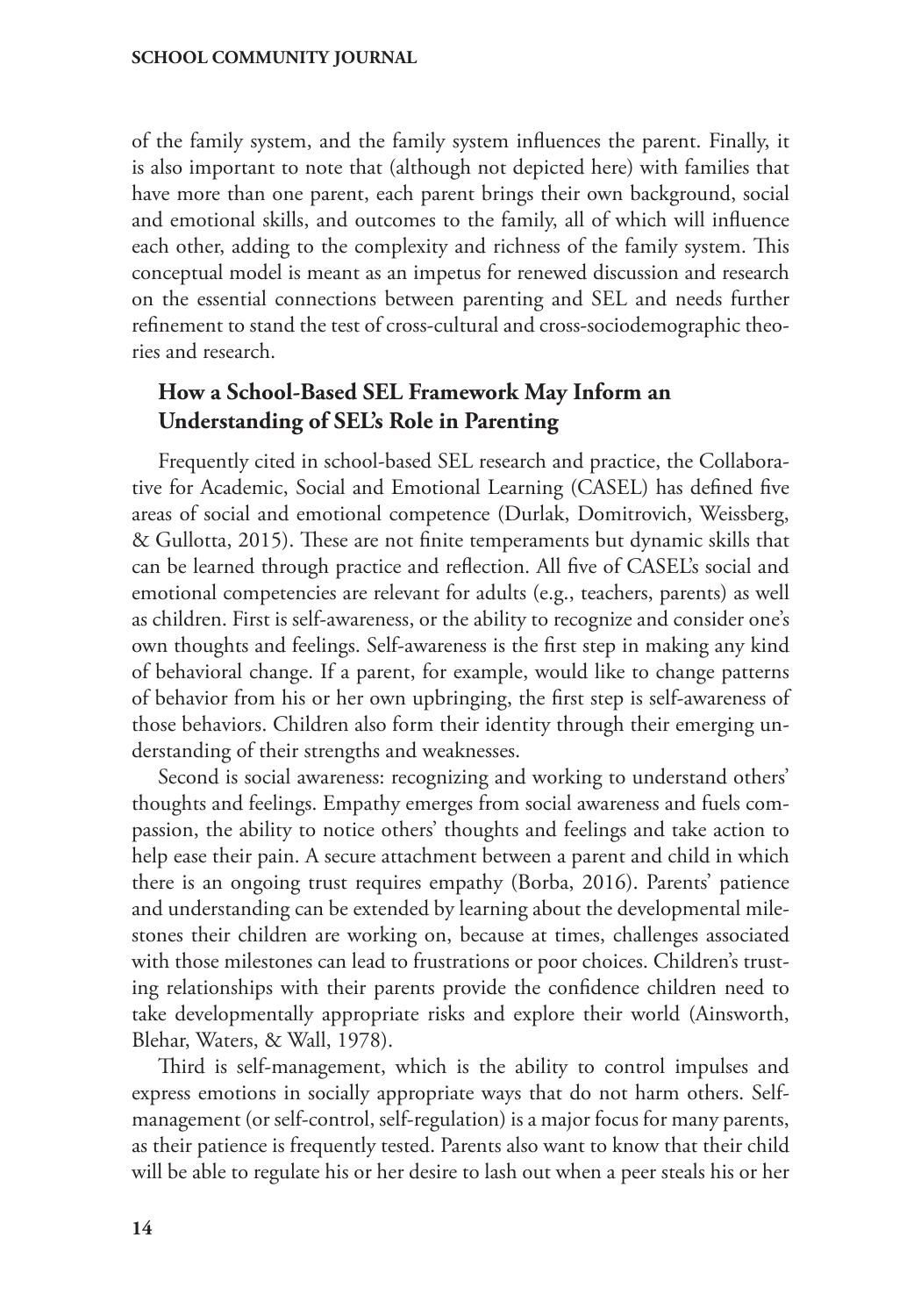of the family system, and the family system influences the parent. Finally, it is also important to note that (although not depicted here) with families that have more than one parent, each parent brings their own background, social and emotional skills, and outcomes to the family, all of which will influence each other, adding to the complexity and richness of the family system. This conceptual model is meant as an impetus for renewed discussion and research on the essential connections between parenting and SEL and needs further refinement to stand the test of cross-cultural and cross-sociodemographic theories and research.

## How a School-Based SEL Framework May Inform an Understanding of SEL's Role in Parenting

Frequently cited in school-based SEL research and practice, the Collaborative for Academic, Social and Emotional Learning (CASEL) has defined five areas of social and emotional competence (Durlak, Domitrovich, Weissberg, & Gullotta, 2015). These are not finite temperaments but dynamic skills that can be learned through practice and reflection. All five of CASEL's social and emotional competencies are relevant for adults (e.g., teachers, parents) as well as children. First is self-awareness, or the ability to recognize and consider one's own thoughts and feelings. Self-awareness is the first step in making any kind of behavioral change. If a parent, for example, would like to change patterns of behavior from his or her own upbringing, the first step is self-awareness of those behaviors. Children also form their identity through their emerging understanding of their strengths and weaknesses.

Second is social awareness: recognizing and working to understand others' thoughts and feelings. Empathy emerges from social awareness and fuels compassion, the ability to notice others' thoughts and feelings and take action to help ease their pain. A secure attachment between a parent and child in which there is an ongoing trust requires empathy (Borba, 2016). Parents' patience and understanding can be extended by learning about the developmental milestones their children are working on, because at times, challenges associated with those milestones can lead to frustrations or poor choices. Children's trusting relationships with their parents provide the confidence children need to take developmentally appropriate risks and explore their world (Ainsworth, Blehar, Waters, & Wall, 1978).

Third is self-management, which is the ability to control impulses and express emotions in socially appropriate ways that do not harm others. Self-management (or self-control, self-regulation) is a major focus for many parents, as their patience is frequently tested. Parents also want to know that their child will be able to regulate his or her desire to lash out when a peer steals his or her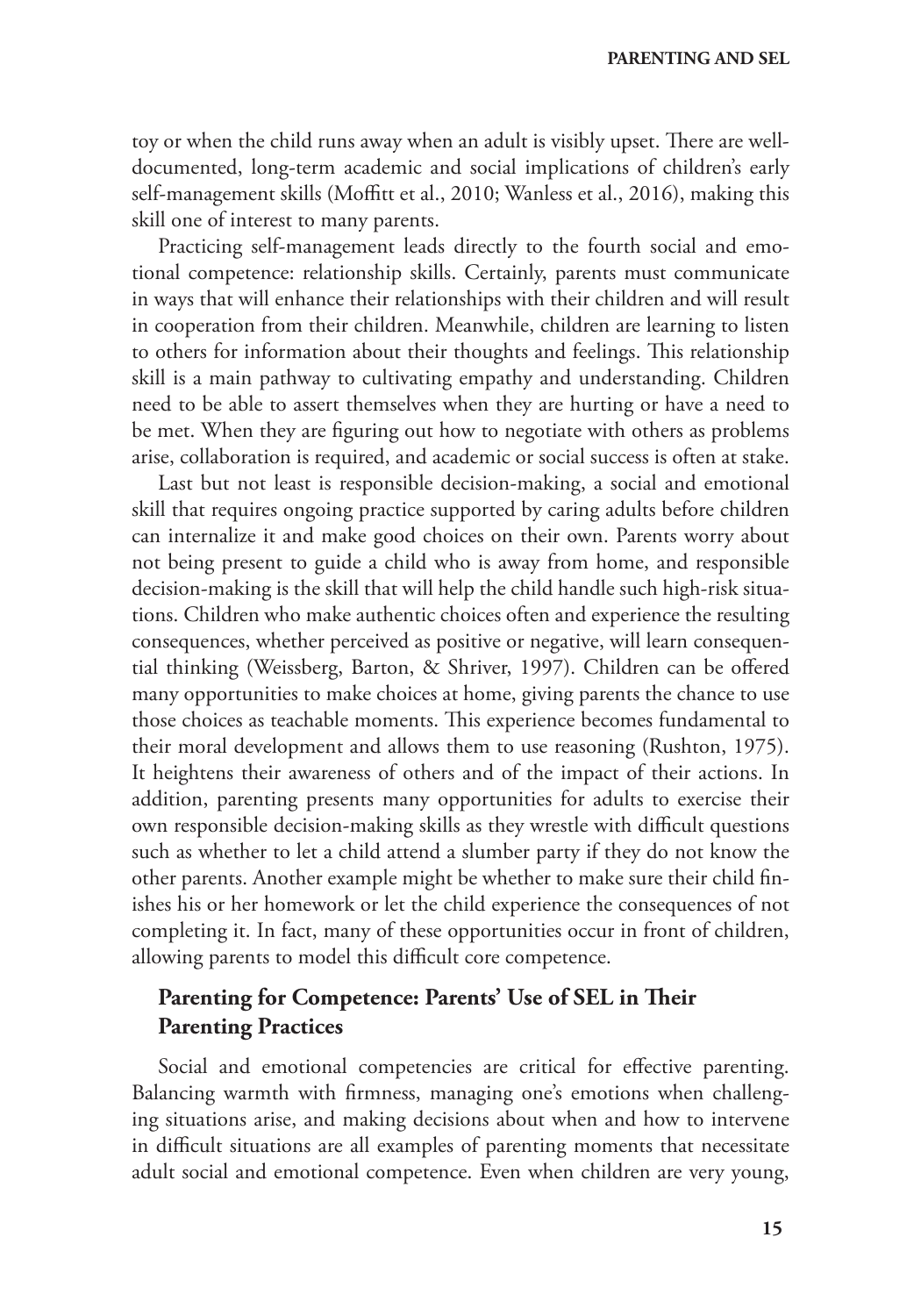toy or when the child runs away when an adult is visibly upset. There are well-documented, long-term academic and social implications of children's early self-management skills (Moffitt et al., 2010; Wanless et al., 2016), making this skill one of interest to many parents.

Practicing self-management leads directly to the fourth social and emotional competence: relationship skills. Certainly, parents must communicate in ways that will enhance their relationships with their children and will result in cooperation from their children. Meanwhile, children are learning to listen to others for information about their thoughts and feelings. This relationship skill is a main pathway to cultivating empathy and understanding. Children need to be able to assert themselves when they are hurting or have a need to be met. When they are figuring out how to negotiate with others as problems arise, collaboration is required, and academic or social success is often at stake.

Last but not least is responsible decision-making, a social and emotional skill that requires ongoing practice supported by caring adults before children can internalize it and make good choices on their own. Parents worry about not being present to guide a child who is away from home, and responsible decision-making is the skill that will help the child handle such high-risk situations. Children who make authentic choices often and experience the resulting consequences, whether perceived as positive or negative, will learn consequential thinking (Weissberg, Barton, & Shriver, 1997). Children can be offered many opportunities to make choices at home, giving parents the chance to use those choices as teachable moments. This experience becomes fundamental to their moral development and allows them to use reasoning (Rushton, 1975). It heightens their awareness of others and of the impact of their actions. In addition, parenting presents many opportunities for adults to exercise their own responsible decision-making skills as they wrestle with difficult questions such as whether to let a child attend a slumber party if they do not know the other parents. Another example might be whether to make sure their child finishes his or her homework or let the child experience the consequences of not completing it. In fact, many of these opportunities occur in front of children, allowing parents to model this difficult core competence.

## Parenting for Competence: Parents' Use of SEL in Their Parenting Practices

Social and emotional competencies are critical for effective parenting. Balancing warmth with firmness, managing one's emotions when challenging situations arise, and making decisions about when and how to intervene in difficult situations are all examples of parenting moments that necessitate adult social and emotional competence. Even when children are very young,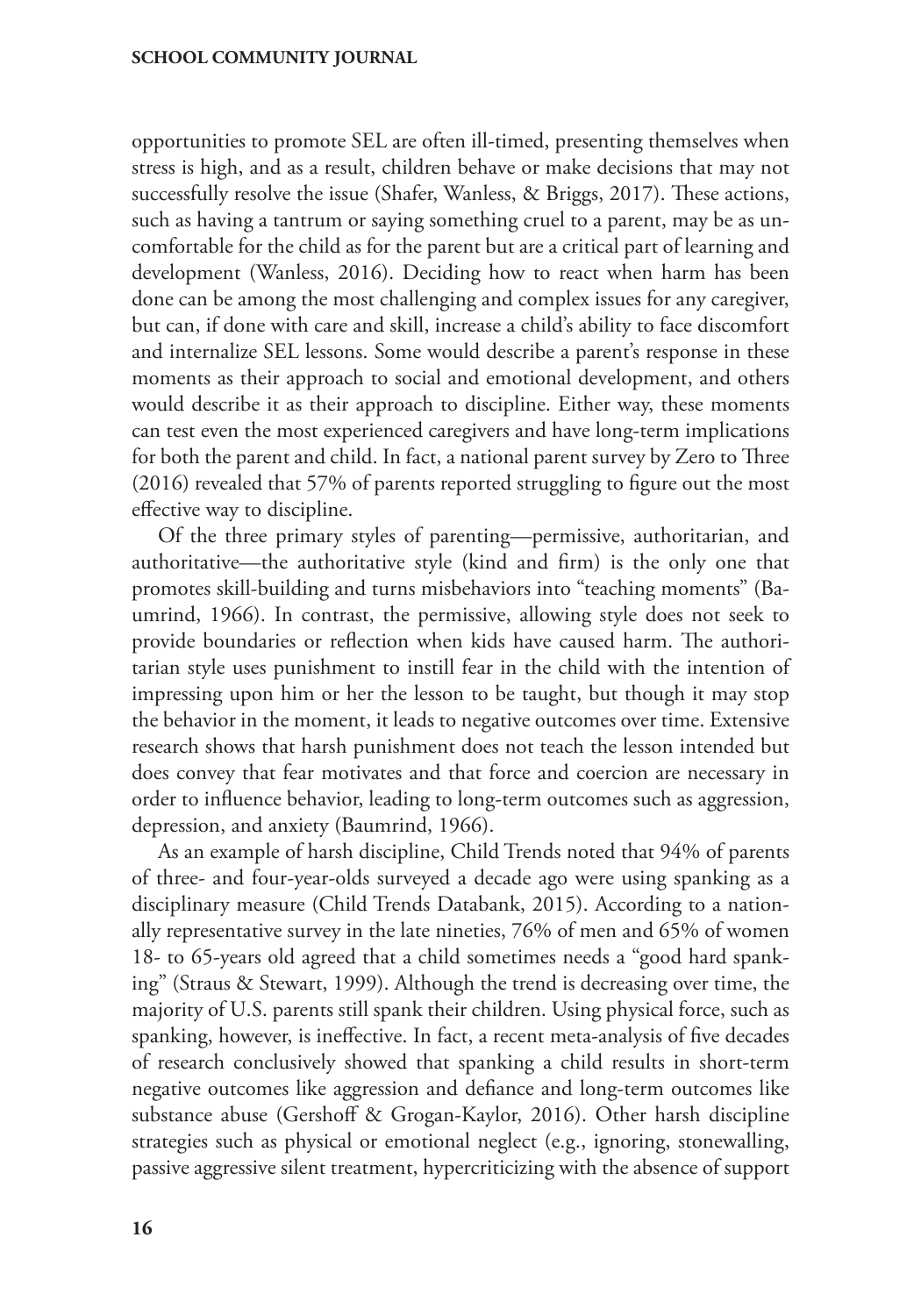opportunities to promote SEL are often ill-timed, presenting themselves when stress is high, and as a result, children behave or make decisions that may not successfully resolve the issue (Shafer, Wanless, & Briggs, 2017). These actions, such as having a tantrum or saying something cruel to a parent, may be as uncomfortable for the child as for the parent but are a critical part of learning and development (Wanless, 2016). Deciding how to react when harm has been done can be among the most challenging and complex issues for any caregiver, but can, if done with care and skill, increase a child's ability to face discomfort and internalize SEL lessons. Some would describe a parent's response in these moments as their approach to social and emotional development, and others would describe it as their approach to discipline. Either way, these moments can test even the most experienced caregivers and have long-term implications for both the parent and child. In fact, a national parent survey by Zero to Three (2016) revealed that 57% of parents reported struggling to figure out the most effective way to discipline.

Of the three primary styles of parenting—permissive, authoritarian, and authoritative—the authoritative style (kind and firm) is the only one that promotes skill-building and turns misbehaviors into "teaching moments" (Baumrind, 1966). In contrast, the permissive, allowing style does not seek to provide boundaries or reflection when kids have caused harm. The authoritarian style uses punishment to instill fear in the child with the intention of impressing upon him or her the lesson to be taught, but though it may stop the behavior in the moment, it leads to negative outcomes over time. Extensive research shows that harsh punishment does not teach the lesson intended but does convey that fear motivates and that force and coercion are necessary in order to influence behavior, leading to long-term outcomes such as aggression, depression, and anxiety (Baumrind, 1966).

As an example of harsh discipline, Child Trends noted that 94% of parents of three- and four-year-olds surveyed a decade ago were using spanking as a disciplinary measure (Child Trends Databank, 2015). According to a nationally representative survey in the late nineties, 76% of men and 65% of women 18- to 65-years old agreed that a child sometimes needs a "good hard spanking" (Straus & Stewart, 1999). Although the trend is decreasing over time, the majority of U.S. parents still spank their children. Using physical force, such as spanking, however, is ineffective. In fact, a recent meta-analysis of five decades of research conclusively showed that spanking a child results in short-term negative outcomes like aggression and defiance and long-term outcomes like substance abuse (Gershoff & Grogan-Kaylor, 2016). Other harsh discipline strategies such as physical or emotional neglect (e.g., ignoring, stonewalling, passive aggressive silent treatment, hypercriticizing with the absence of support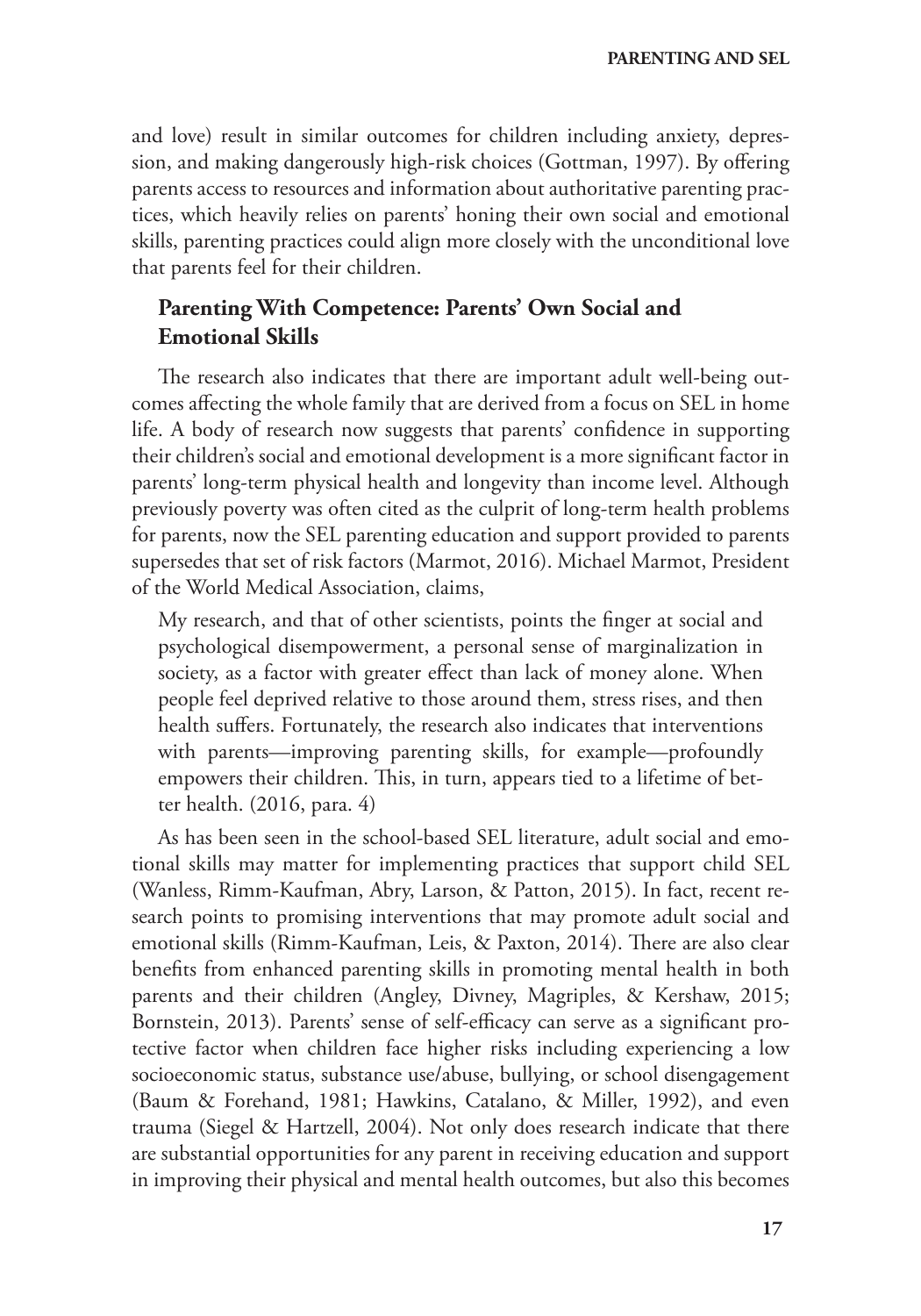and love) result in similar outcomes for children including anxiety, depression, and making dangerously high-risk choices (Gottman, 1997). By offering parents access to resources and information about authoritative parenting practices, which heavily relies on parents' honing their own social and emotional skills, parenting practices could align more closely with the unconditional love that parents feel for their children.

## Parenting With Competence: Parents' Own Social and Emotional Skills

The research also indicates that there are important adult well-being outcomes affecting the whole family that are derived from a focus on SEL in home life. A body of research now suggests that parents' confidence in supporting their children's social and emotional development is a more significant factor in parents' long-term physical health and longevity than income level. Although previously poverty was often cited as the culprit of long-term health problems for parents, now the SEL parenting education and support provided to parents supersedes that set of risk factors (Marmot, 2016). Michael Marmot, President of the World Medical Association, claims,

> My research, and that of other scientists, points the finger at social and psychological disempowerment, a personal sense of marginalization in society, as a factor with greater effect than lack of money alone. When people feel deprived relative to those around them, stress rises, and then health suffers. Fortunately, the research also indicates that interventions with parents—improving parenting skills, for example—profoundly empowers their children. This, in turn, appears tied to a lifetime of better health. (2016, para. 4)

As has been seen in the school-based SEL literature, adult social and emotional skills may matter for implementing practices that support child SEL (Wanless, Rimm-Kaufman, Abry, Larson, & Patton, 2015). In fact, recent research points to promising interventions that may promote adult social and emotional skills (Rimm-Kaufman, Leis, & Paxton, 2014). There are also clear benefits from enhanced parenting skills in promoting mental health in both parents and their children (Angley, Divney, Magriples, & Kershaw, 2015; Bornstein, 2013). Parents' sense of self-efficacy can serve as a significant protective factor when children face higher risks including experiencing a low socioeconomic status, substance use/abuse, bullying, or school disengagement (Baum & Forehand, 1981; Hawkins, Catalano, & Miller, 1992), and even trauma (Siegel & Hartzell, 2004). Not only does research indicate that there are substantial opportunities for any parent in receiving education and support in improving their physical and mental health outcomes, but also this becomes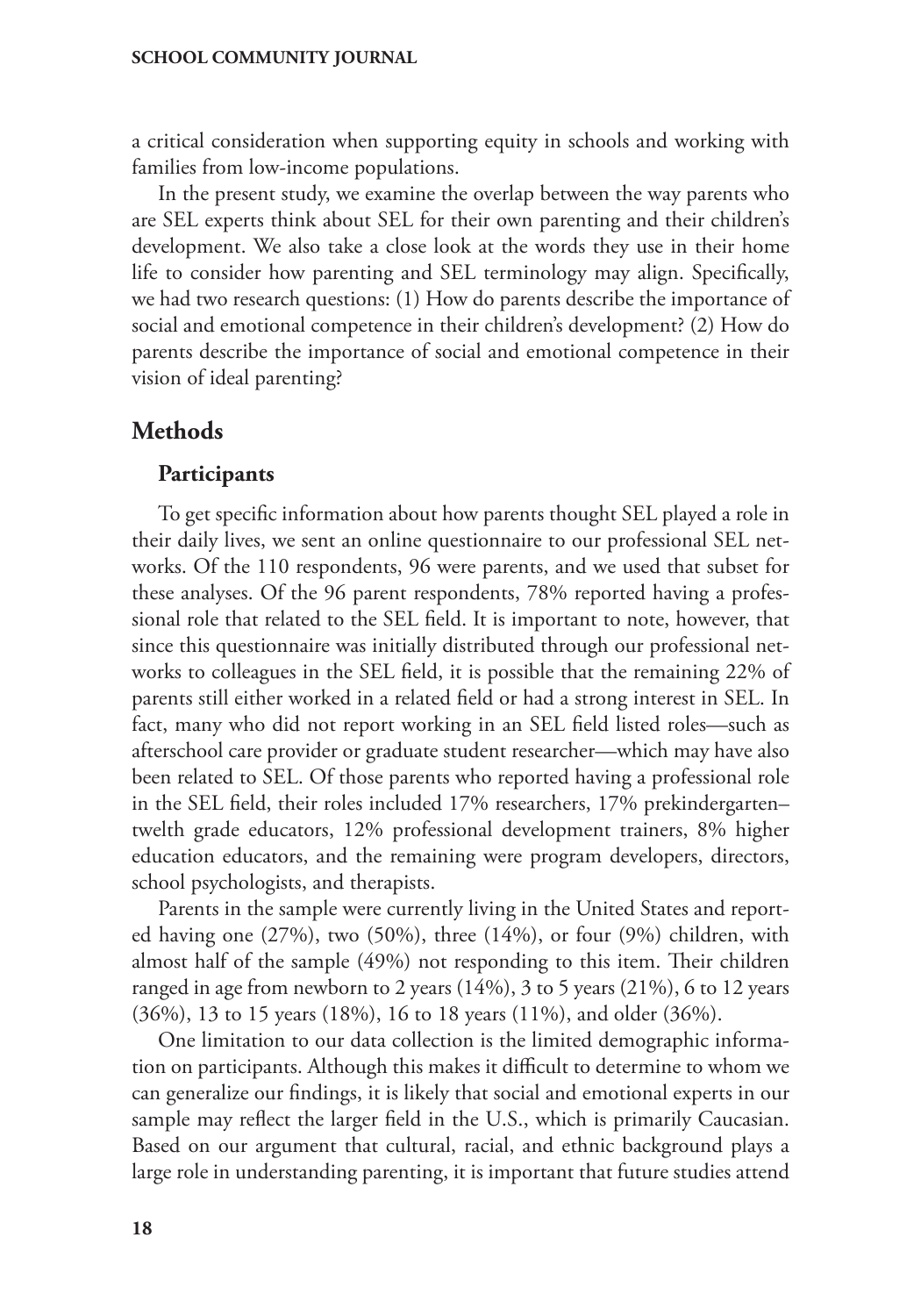a critical consideration when supporting equity in schools and working with families from low-income populations.

In the present study, we examine the overlap between the way parents who are SEL experts think about SEL for their own parenting and their children's development. We also take a close look at the words they use in their home life to consider how parenting and SEL terminology may align. Specifically, we had two research questions: (1) How do parents describe the importance of social and emotional competence in their children's development? (2) How do parents describe the importance of social and emotional competence in their vision of ideal parenting?

## Methods

### Participants

To get specific information about how parents thought SEL played a role in their daily lives, we sent an online questionnaire to our professional SEL networks. Of the 110 respondents, 96 were parents, and we used that subset for these analyses. Of the 96 parent respondents, 78% reported having a professional role that related to the SEL field. It is important to note, however, that since this questionnaire was initially distributed through our professional networks to colleagues in the SEL field, it is possible that the remaining 22% of parents still either worked in a related field or had a strong interest in SEL. In fact, many who did not report working in an SEL field listed roles—such as afterschool care provider or graduate student researcher—which may have also been related to SEL. Of those parents who reported having a professional role in the SEL field, their roles included 17% researchers, 17% prekindergarten–twelfth grade educators, 12% professional development trainers, 8% higher education educators, and the remaining were program developers, directors, school psychologists, and therapists.

Parents in the sample were currently living in the United States and reported having one (27%), two (50%), three (14%), or four (9%) children, with almost half of the sample (49%) not responding to this item. Their children ranged in age from newborn to 2 years (14%), 3 to 5 years (21%), 6 to 12 years (36%), 13 to 15 years (18%), 16 to 18 years (11%), and older (36%).

One limitation to our data collection is the limited demographic information on participants. Although this makes it difficult to determine to whom we can generalize our findings, it is likely that social and emotional experts in our sample may reflect the larger field in the U.S., which is primarily Caucasian. Based on our argument that cultural, racial, and ethnic background plays a large role in understanding parenting, it is important that future studies attend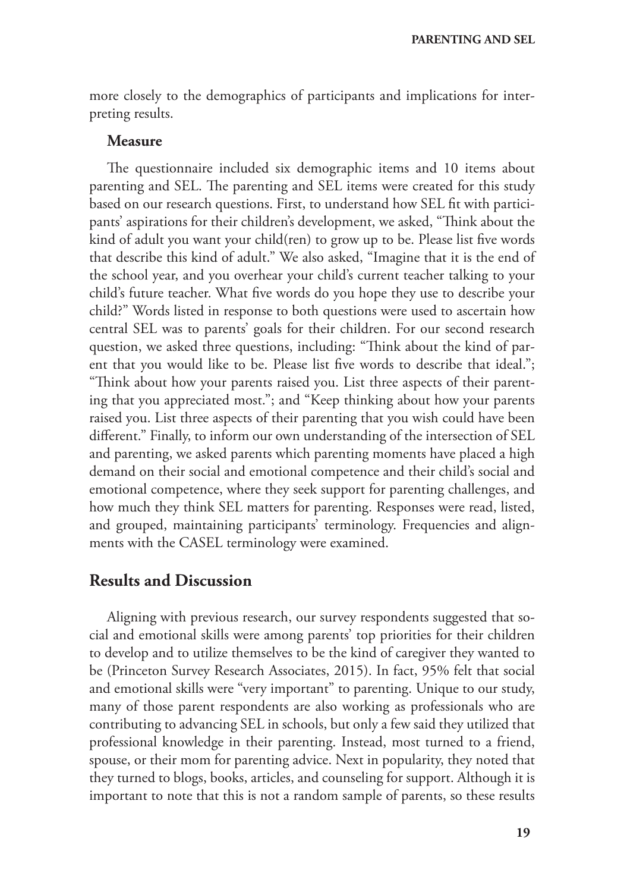more closely to the demographics of participants and implications for interpreting results.

### Measure

The questionnaire included six demographic items and 10 items about parenting and SEL. The parenting and SEL items were created for this study based on our research questions. First, to understand how SEL fit with participants' aspirations for their children's development, we asked, "Think about the kind of adult you want your child(ren) to grow up to be. Please list five words that describe this kind of adult." We also asked, "Imagine that it is the end of the school year, and you overhear your child's current teacher talking to your child's future teacher. What five words do you hope they use to describe your child?" Words listed in response to both questions were used to ascertain how central SEL was to parents' goals for their children. For our second research question, we asked three questions, including: "Think about the kind of parent that you would like to be. Please list five words to describe that ideal."; "Think about how your parents raised you. List three aspects of their parenting that you appreciated most."; and "Keep thinking about how your parents raised you. List three aspects of their parenting that you wish could have been different." Finally, to inform our own understanding of the intersection of SEL and parenting, we asked parents which parenting moments have placed a high demand on their social and emotional competence and their child's social and emotional competence, where they seek support for parenting challenges, and how much they think SEL matters for parenting. Responses were read, listed, and grouped, maintaining participants' terminology. Frequencies and alignments with the CASEL terminology were examined.

## Results and Discussion

Aligning with previous research, our survey respondents suggested that social and emotional skills were among parents' top priorities for their children to develop and to utilize themselves to be the kind of caregiver they wanted to be (Princeton Survey Research Associates, 2015). In fact, 95% felt that social and emotional skills were "very important" to parenting. Unique to our study, many of those parent respondents are also working as professionals who are contributing to advancing SEL in schools, but only a few said they utilized that professional knowledge in their parenting. Instead, most turned to a friend, spouse, or their mom for parenting advice. Next in popularity, they noted that they turned to blogs, books, articles, and counseling for support. Although it is important to note that this is not a random sample of parents, so these results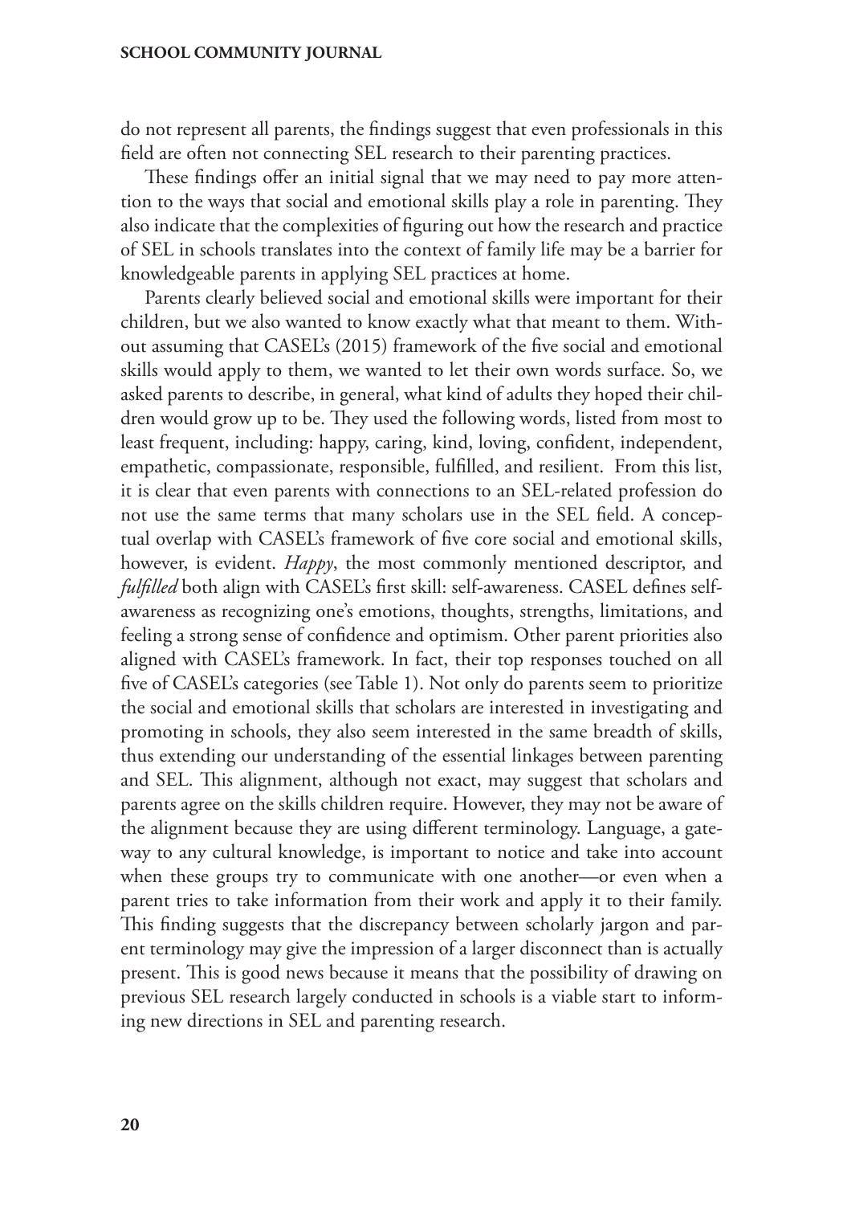do not represent all parents, the findings suggest that even professionals in this field are often not connecting SEL research to their parenting practices.

These findings offer an initial signal that we may need to pay more attention to the ways that social and emotional skills play a role in parenting. They also indicate that the complexities of figuring out how the research and practice of SEL in schools translates into the context of family life may be a barrier for knowledgeable parents in applying SEL practices at home.

Parents clearly believed social and emotional skills were important for their children, but we also wanted to know exactly what that meant to them. Without assuming that CASEL's (2015) framework of the five social and emotional skills would apply to them, we wanted to let their own words surface. So, we asked parents to describe, in general, what kind of adults they hoped their children would grow up to be. They used the following words, listed from most to least frequent, including: happy, caring, kind, loving, confident, independent, empathetic, compassionate, responsible, fulfilled, and resilient. From this list, it is clear that even parents with connections to an SEL-related profession do not use the same terms that many scholars use in the SEL field. A conceptual overlap with CASEL's framework of five core social and emotional skills, however, is evident. *Happy*, the most commonly mentioned descriptor, and *fulfilled* both align with CASEL's first skill: self-awareness. CASEL defines self-awareness as recognizing one's emotions, thoughts, strengths, limitations, and feeling a strong sense of confidence and optimism. Other parent priorities also aligned with CASEL's framework. In fact, their top responses touched on all five of CASEL's categories (see Table 1). Not only do parents seem to prioritize the social and emotional skills that scholars are interested in investigating and promoting in schools, they also seem interested in the same breadth of skills, thus extending our understanding of the essential linkages between parenting and SEL. This alignment, although not exact, may suggest that scholars and parents agree on the skills children require. However, they may not be aware of the alignment because they are using different terminology. Language, a gateway to any cultural knowledge, is important to notice and take into account when these groups try to communicate with one another—or even when a parent tries to take information from their work and apply it to their family. This finding suggests that the discrepancy between scholarly jargon and parent terminology may give the impression of a larger disconnect than is actually present. This is good news because it means that the possibility of drawing on previous SEL research largely conducted in schools is a viable start to informing new directions in SEL and parenting research.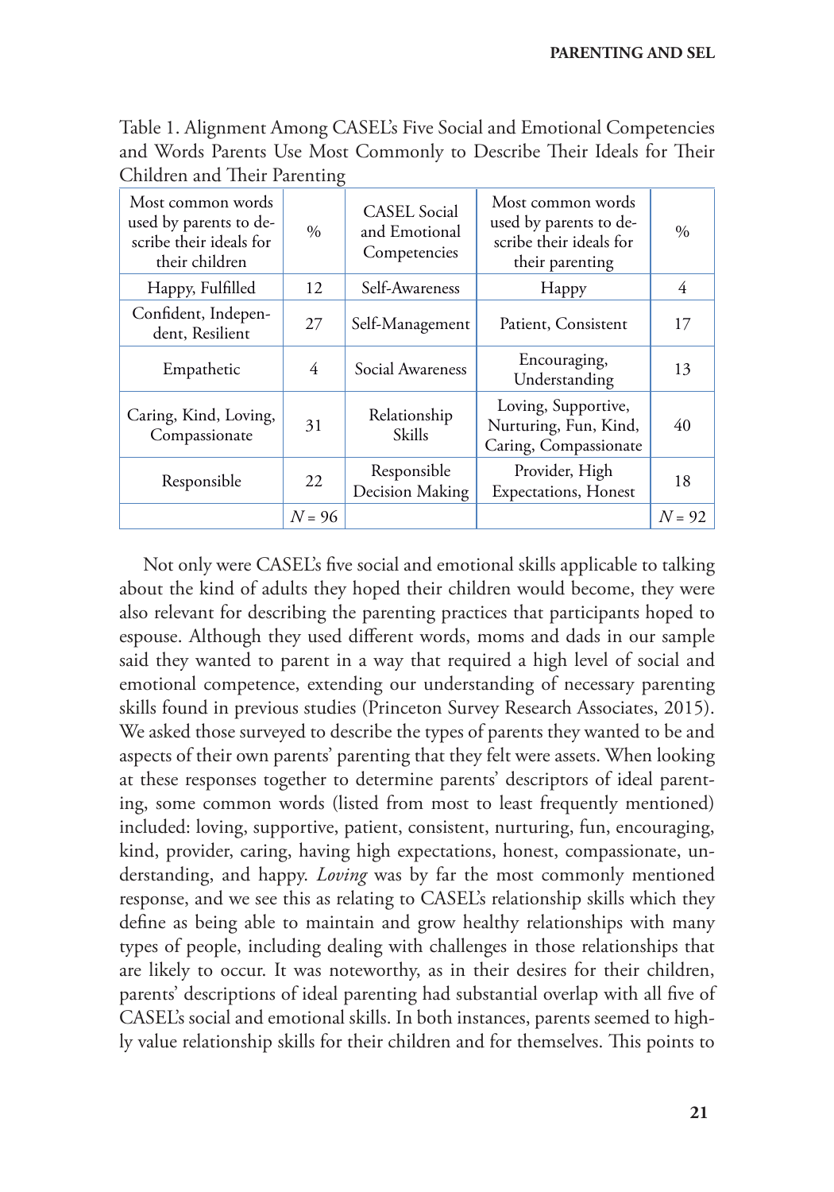Table 1. Alignment Among CASEL's Five Social and Emotional Competencies and Words Parents Use Most Commonly to Describe Their Ideals for Their Children and Their Parenting

| Most common words used by parents to describe their ideals for their children | % | CASEL Social and Emotional Competencies | Most common words used by parents to describe their ideals for their parenting | % |
|---|---|---|---|---|
| Happy, Fulfilled | 12 | Self-Awareness | Happy | 4 |
| Confident, Independent, Resilient | 27 | Self-Management | Patient, Consistent | 17 |
| Empathetic | 4 | Social Awareness | Encouraging, Understanding | 13 |
| Caring, Kind, Loving, Compassionate | 31 | Relationship Skills | Loving, Supportive, Nurturing, Fun, Kind, Caring, Compassionate | 40 |
| Responsible | 22 | Responsible Decision Making | Provider, High Expectations, Honest | 18 |
| | *N* = 96 | | | *N* = 92 |

Not only were CASEL's five social and emotional skills applicable to talking about the kind of adults they hoped their children would become, they were also relevant for describing the parenting practices that participants hoped to espouse. Although they used different words, moms and dads in our sample said they wanted to parent in a way that required a high level of social and emotional competence, extending our understanding of necessary parenting skills found in previous studies (Princeton Survey Research Associates, 2015). We asked those surveyed to describe the types of parents they wanted to be and aspects of their own parents' parenting that they felt were assets. When looking at these responses together to determine parents' descriptors of ideal parenting, some common words (listed from most to least frequently mentioned) included: loving, supportive, patient, consistent, nurturing, fun, encouraging, kind, provider, caring, having high expectations, honest, compassionate, understanding, and happy. *Loving* was by far the most commonly mentioned response, and we see this as relating to CASEL's relationship skills which they define as being able to maintain and grow healthy relationships with many types of people, including dealing with challenges in those relationships that are likely to occur. It was noteworthy, as in their desires for their children, parents' descriptions of ideal parenting had substantial overlap with all five of CASEL's social and emotional skills. In both instances, parents seemed to highly value relationship skills for their children and for themselves. This points to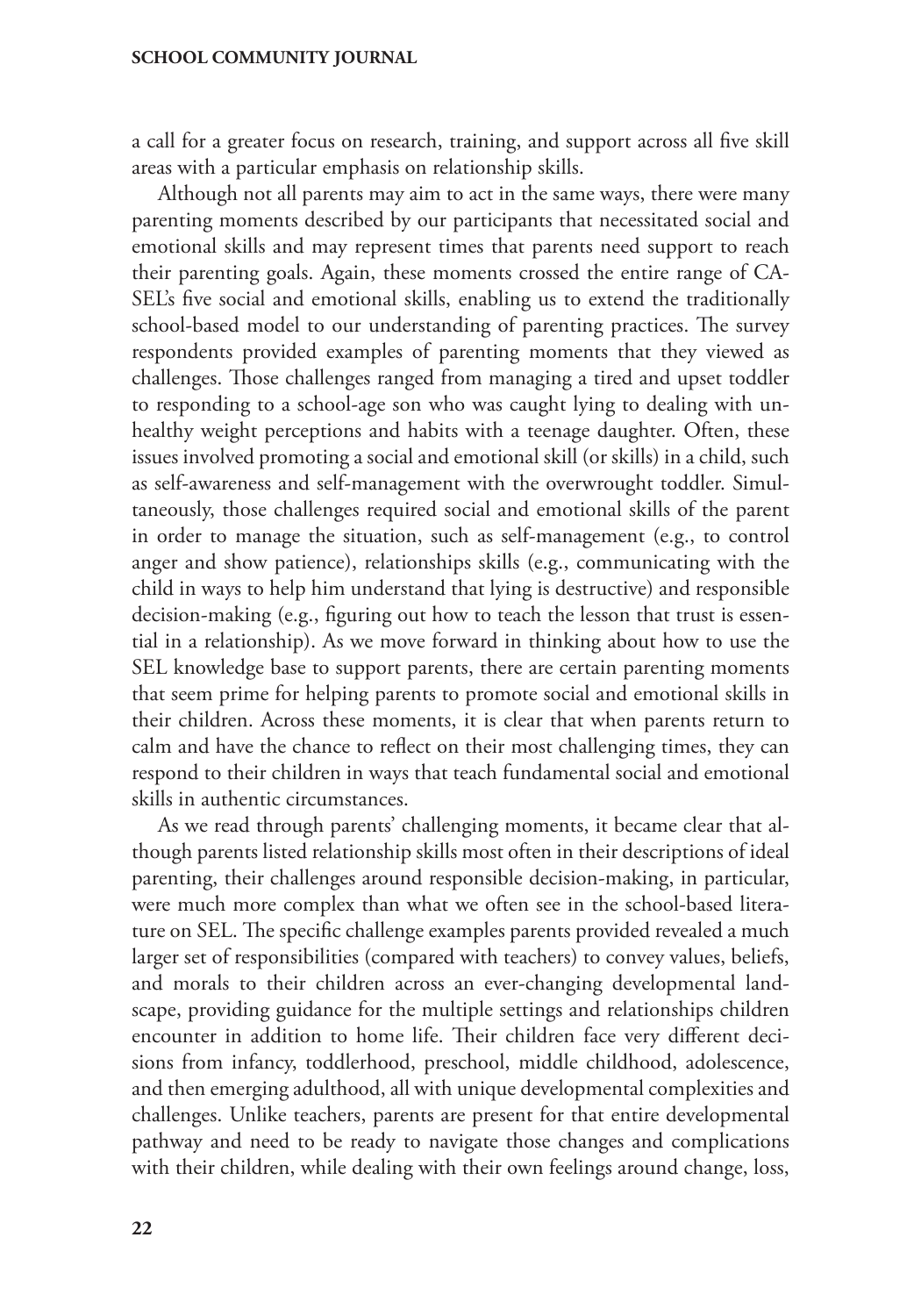a call for a greater focus on research, training, and support across all five skill areas with a particular emphasis on relationship skills.

Although not all parents may aim to act in the same ways, there were many parenting moments described by our participants that necessitated social and emotional skills and may represent times that parents need support to reach their parenting goals. Again, these moments crossed the entire range of CASEL's five social and emotional skills, enabling us to extend the traditionally school-based model to our understanding of parenting practices. The survey respondents provided examples of parenting moments that they viewed as challenges. Those challenges ranged from managing a tired and upset toddler to responding to a school-age son who was caught lying to dealing with unhealthy weight perceptions and habits with a teenage daughter. Often, these issues involved promoting a social and emotional skill (or skills) in a child, such as self-awareness and self-management with the overwrought toddler. Simultaneously, those challenges required social and emotional skills of the parent in order to manage the situation, such as self-management (e.g., to control anger and show patience), relationships skills (e.g., communicating with the child in ways to help him understand that lying is destructive) and responsible decision-making (e.g., figuring out how to teach the lesson that trust is essential in a relationship). As we move forward in thinking about how to use the SEL knowledge base to support parents, there are certain parenting moments that seem prime for helping parents to promote social and emotional skills in their children. Across these moments, it is clear that when parents return to calm and have the chance to reflect on their most challenging times, they can respond to their children in ways that teach fundamental social and emotional skills in authentic circumstances.

As we read through parents' challenging moments, it became clear that although parents listed relationship skills most often in their descriptions of ideal parenting, their challenges around responsible decision-making, in particular, were much more complex than what we often see in the school-based literature on SEL. The specific challenge examples parents provided revealed a much larger set of responsibilities (compared with teachers) to convey values, beliefs, and morals to their children across an ever-changing developmental landscape, providing guidance for the multiple settings and relationships children encounter in addition to home life. Their children face very different decisions from infancy, toddlerhood, preschool, middle childhood, adolescence, and then emerging adulthood, all with unique developmental complexities and challenges. Unlike teachers, parents are present for that entire developmental pathway and need to be ready to navigate those changes and complications with their children, while dealing with their own feelings around change, loss,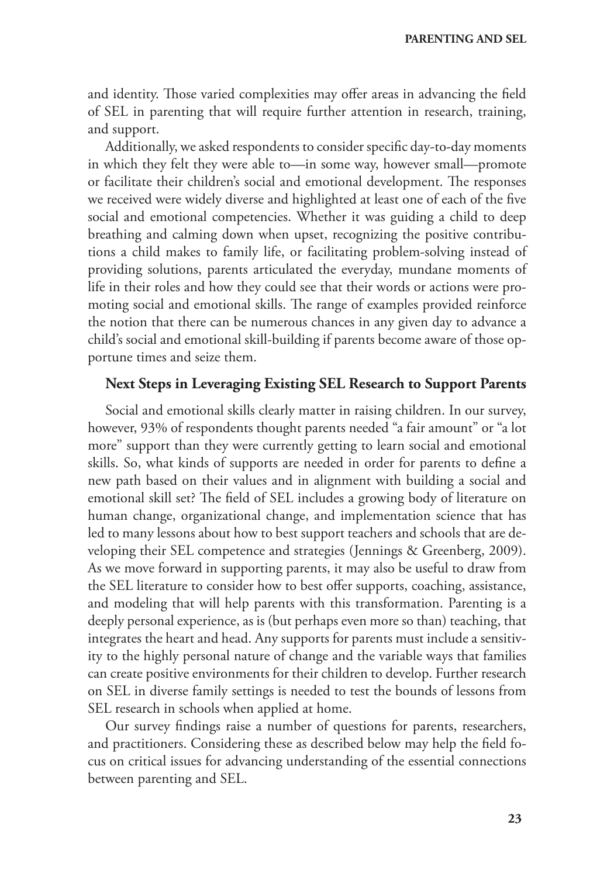and identity. Those varied complexities may offer areas in advancing the field of SEL in parenting that will require further attention in research, training, and support.

Additionally, we asked respondents to consider specific day-to-day moments in which they felt they were able to—in some way, however small—promote or facilitate their children's social and emotional development. The responses we received were widely diverse and highlighted at least one of each of the five social and emotional competencies. Whether it was guiding a child to deep breathing and calming down when upset, recognizing the positive contributions a child makes to family life, or facilitating problem-solving instead of providing solutions, parents articulated the everyday, mundane moments of life in their roles and how they could see that their words or actions were promoting social and emotional skills. The range of examples provided reinforce the notion that there can be numerous chances in any given day to advance a child's social and emotional skill-building if parents become aware of those opportune times and seize them.

### Next Steps in Leveraging Existing SEL Research to Support Parents

Social and emotional skills clearly matter in raising children. In our survey, however, 93% of respondents thought parents needed "a fair amount" or "a lot more" support than they were currently getting to learn social and emotional skills. So, what kinds of supports are needed in order for parents to define a new path based on their values and in alignment with building a social and emotional skill set? The field of SEL includes a growing body of literature on human change, organizational change, and implementation science that has led to many lessons about how to best support teachers and schools that are developing their SEL competence and strategies (Jennings & Greenberg, 2009). As we move forward in supporting parents, it may also be useful to draw from the SEL literature to consider how to best offer supports, coaching, assistance, and modeling that will help parents with this transformation. Parenting is a deeply personal experience, as is (but perhaps even more so than) teaching, that integrates the heart and head. Any supports for parents must include a sensitivity to the highly personal nature of change and the variable ways that families can create positive environments for their children to develop. Further research on SEL in diverse family settings is needed to test the bounds of lessons from SEL research in schools when applied at home.

Our survey findings raise a number of questions for parents, researchers, and practitioners. Considering these as described below may help the field focus on critical issues for advancing understanding of the essential connections between parenting and SEL.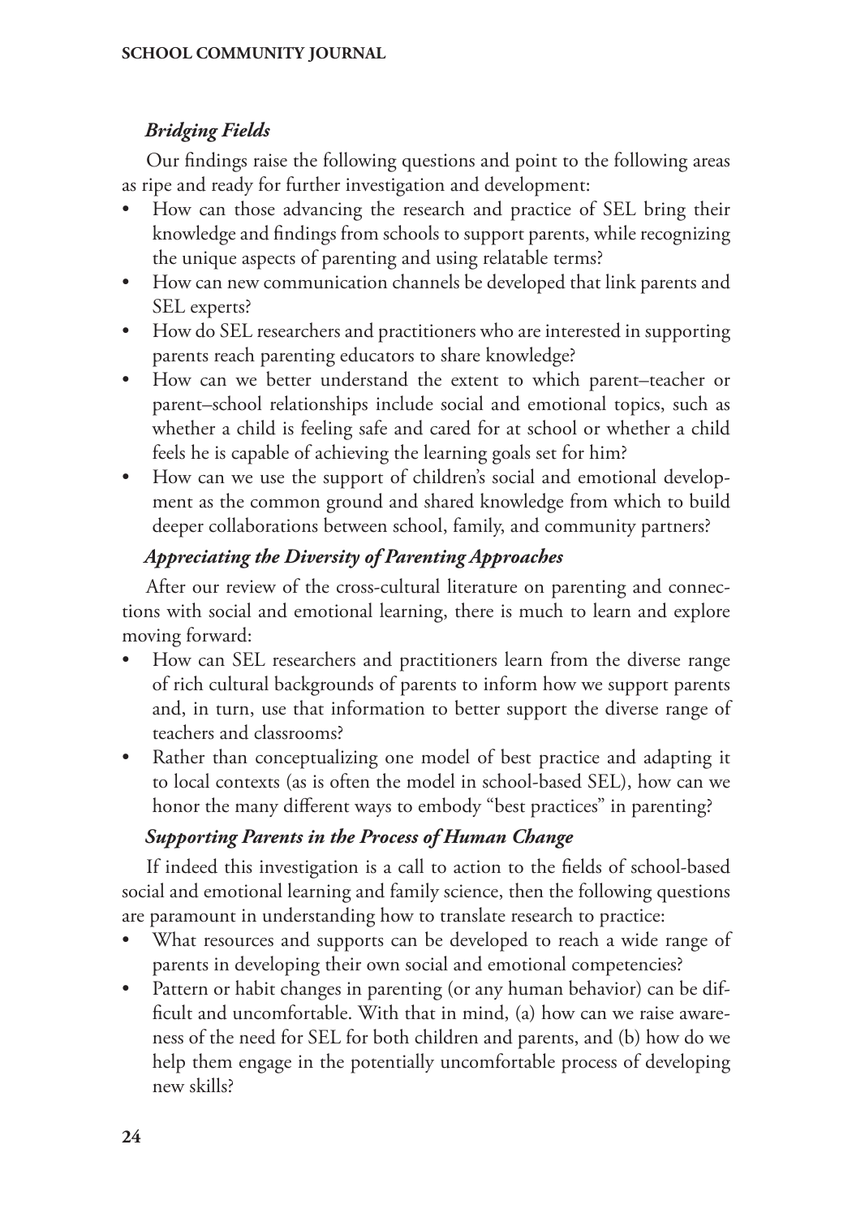### *Bridging Fields*

Our findings raise the following questions and point to the following areas as ripe and ready for further investigation and development:

- How can those advancing the research and practice of SEL bring their knowledge and findings from schools to support parents, while recognizing the unique aspects of parenting and using relatable terms?
- How can new communication channels be developed that link parents and SEL experts?
- How do SEL researchers and practitioners who are interested in supporting parents reach parenting educators to share knowledge?
- How can we better understand the extent to which parent–teacher or parent–school relationships include social and emotional topics, such as whether a child is feeling safe and cared for at school or whether a child feels he is capable of achieving the learning goals set for him?
- How can we use the support of children's social and emotional development as the common ground and shared knowledge from which to build deeper collaborations between school, family, and community partners?

### *Appreciating the Diversity of Parenting Approaches*

After our review of the cross-cultural literature on parenting and connections with social and emotional learning, there is much to learn and explore moving forward:

- How can SEL researchers and practitioners learn from the diverse range of rich cultural backgrounds of parents to inform how we support parents and, in turn, use that information to better support the diverse range of teachers and classrooms?
- Rather than conceptualizing one model of best practice and adapting it to local contexts (as is often the model in school-based SEL), how can we honor the many different ways to embody "best practices" in parenting?

### *Supporting Parents in the Process of Human Change*

If indeed this investigation is a call to action to the fields of school-based social and emotional learning and family science, then the following questions are paramount in understanding how to translate research to practice:

- What resources and supports can be developed to reach a wide range of parents in developing their own social and emotional competencies?
- Pattern or habit changes in parenting (or any human behavior) can be difficult and uncomfortable. With that in mind, (a) how can we raise awareness of the need for SEL for both children and parents, and (b) how do we help them engage in the potentially uncomfortable process of developing new skills?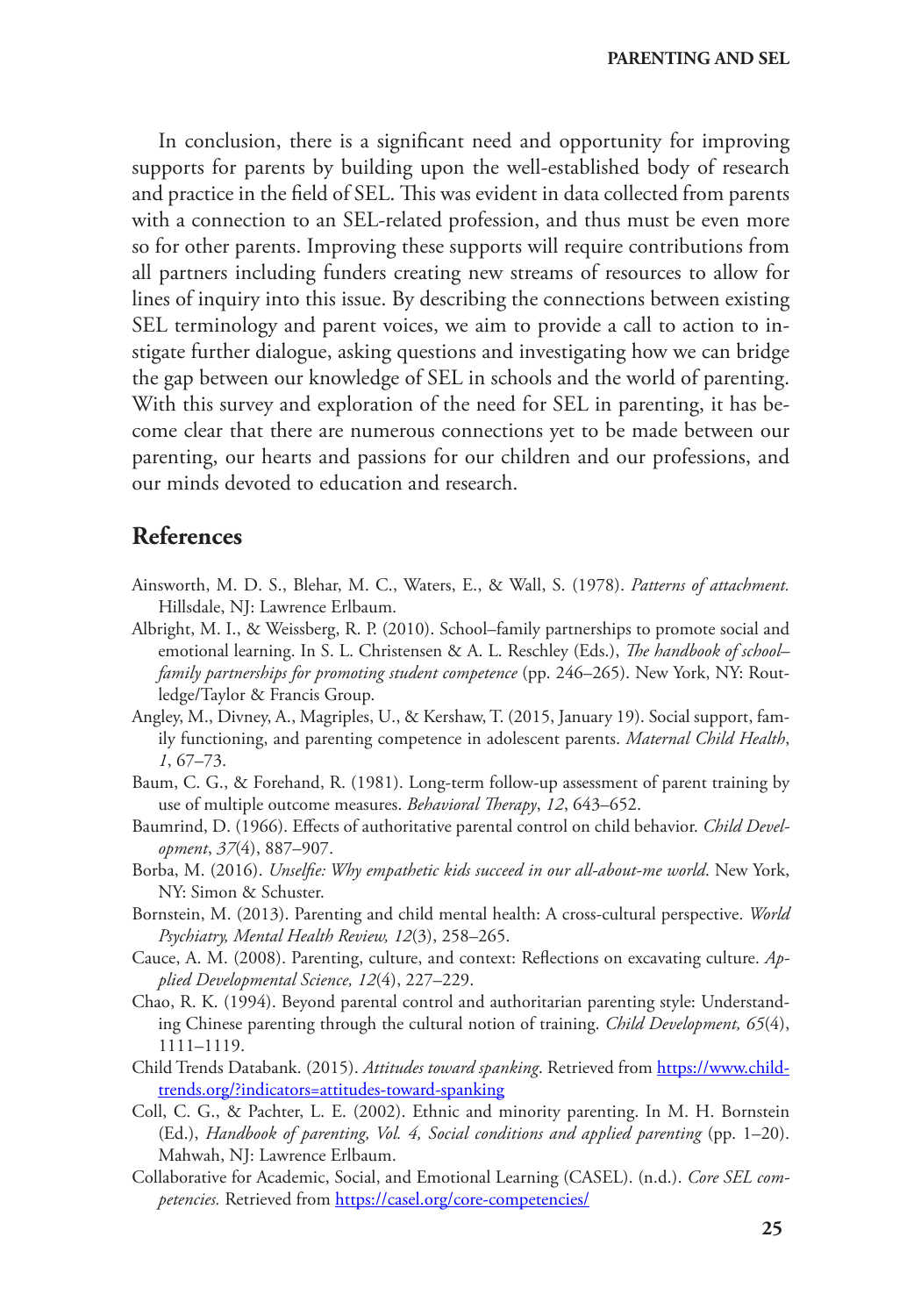In conclusion, there is a significant need and opportunity for improving supports for parents by building upon the well-established body of research and practice in the field of SEL. This was evident in data collected from parents with a connection to an SEL-related profession, and thus must be even more so for other parents. Improving these supports will require contributions from all partners including funders creating new streams of resources to allow for lines of inquiry into this issue. By describing the connections between existing SEL terminology and parent voices, we aim to provide a call to action to instigate further dialogue, asking questions and investigating how we can bridge the gap between our knowledge of SEL in schools and the world of parenting. With this survey and exploration of the need for SEL in parenting, it has become clear that there are numerous connections yet to be made between our parenting, our hearts and passions for our children and our professions, and our minds devoted to education and research.

## References

Ainsworth, M. D. S., Blehar, M. C., Waters, E., & Wall, S. (1978). *Patterns of attachment.* Hillsdale, NJ: Lawrence Erlbaum.

Albright, M. I., & Weissberg, R. P. (2010). School–family partnerships to promote social and emotional learning. In S. L. Christensen & A. L. Reschley (Eds.), *The handbook of school–family partnerships for promoting student competence* (pp. 246–265). New York, NY: Routledge/Taylor & Francis Group.

Angley, M., Divney, A., Magriples, U., & Kershaw, T. (2015, January 19). Social support, family functioning, and parenting competence in adolescent parents. *Maternal Child Health*, *1*, 67–73.

Baum, C. G., & Forehand, R. (1981). Long-term follow-up assessment of parent training by use of multiple outcome measures. *Behavioral Therapy*, *12*, 643–652.

Baumrind, D. (1966). Effects of authoritative parental control on child behavior. *Child Development*, *37*(4), 887–907.

Borba, M. (2016). *Unselfie: Why empathetic kids succeed in our all-about-me world*. New York, NY: Simon & Schuster.

Bornstein, M. (2013). Parenting and child mental health: A cross-cultural perspective. *World Psychiatry, Mental Health Review, 12*(3), 258–265.

Cauce, A. M. (2008). Parenting, culture, and context: Reflections on excavating culture. *Applied Developmental Science, 12*(4), 227–229.

Chao, R. K. (1994). Beyond parental control and authoritarian parenting style: Understanding Chinese parenting through the cultural notion of training. *Child Development, 65*(4), 1111–1119.

Child Trends Databank. (2015). *Attitudes toward spanking*. Retrieved from https://www.childtrends.org/?indicators=attitudes-toward-spanking

Coll, C. G., & Pachter, L. E. (2002). Ethnic and minority parenting. In M. H. Bornstein (Ed.), *Handbook of parenting, Vol. 4, Social conditions and applied parenting* (pp. 1–20). Mahwah, NJ: Lawrence Erlbaum.

Collaborative for Academic, Social, and Emotional Learning (CASEL). (n.d.). *Core SEL competencies.* Retrieved from https://casel.org/core-competencies/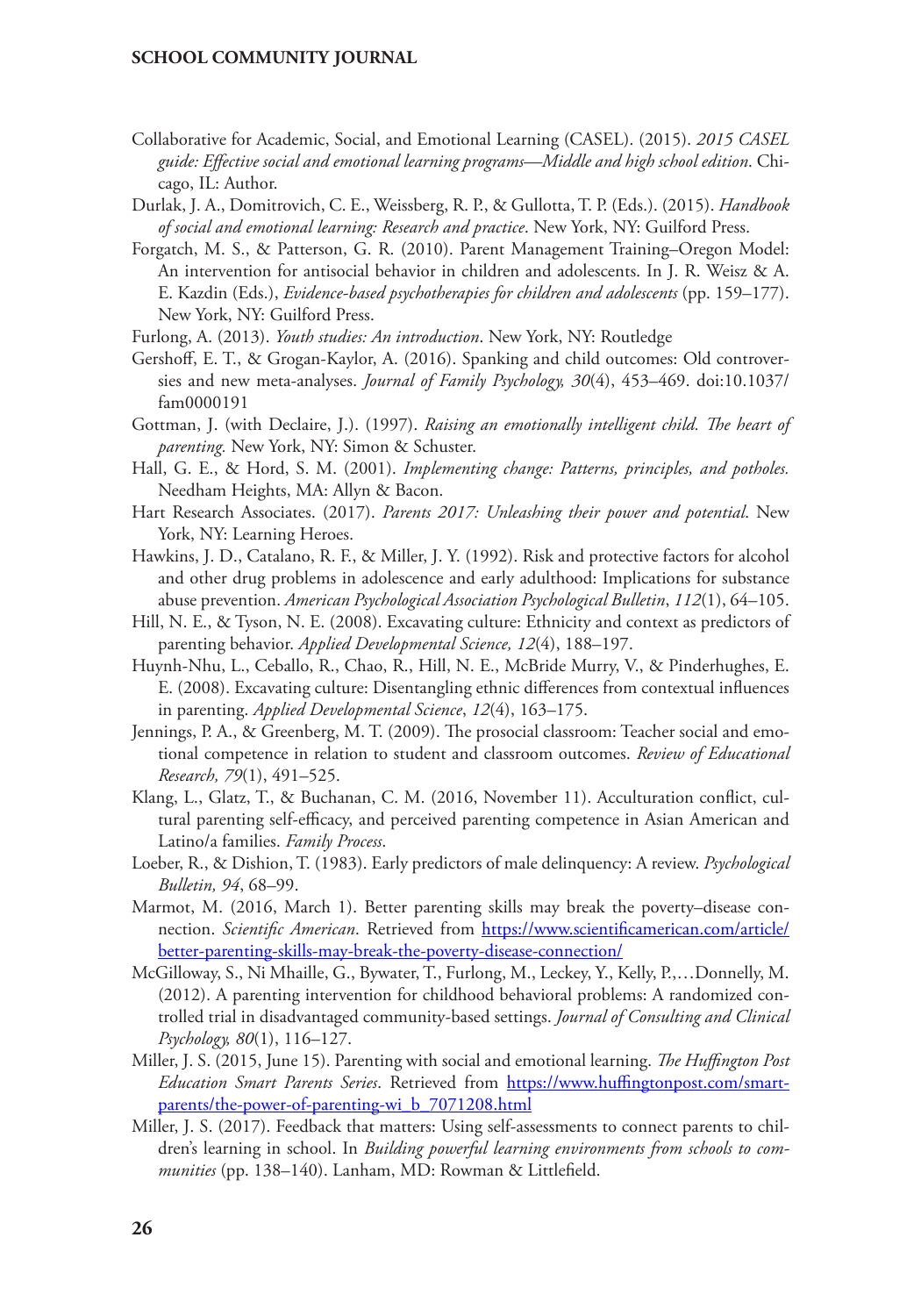Collaborative for Academic, Social, and Emotional Learning (CASEL). (2015). *2015 CASEL guide: Effective social and emotional learning programs—Middle and high school edition*. Chicago, IL: Author.

Durlak, J. A., Domitrovich, C. E., Weissberg, R. P., & Gullotta, T. P. (Eds.). (2015). *Handbook of social and emotional learning: Research and practice*. New York, NY: Guilford Press.

Forgatch, M. S., & Patterson, G. R. (2010). Parent Management Training–Oregon Model: An intervention for antisocial behavior in children and adolescents. In J. R. Weisz & A. E. Kazdin (Eds.), *Evidence-based psychotherapies for children and adolescents* (pp. 159–177). New York, NY: Guilford Press.

Furlong, A. (2013). *Youth studies: An introduction*. New York, NY: Routledge

Gershoff, E. T., & Grogan-Kaylor, A. (2016). Spanking and child outcomes: Old controversies and new meta-analyses. *Journal of Family Psychology, 30*(4), 453–469. doi:10.1037/fam0000191

Gottman, J. (with Declaire, J.). (1997). *Raising an emotionally intelligent child. The heart of parenting.* New York, NY: Simon & Schuster.

Hall, G. E., & Hord, S. M. (2001). *Implementing change: Patterns, principles, and potholes.* Needham Heights, MA: Allyn & Bacon.

Hart Research Associates. (2017). *Parents 2017: Unleashing their power and potential*. New York, NY: Learning Heroes.

Hawkins, J. D., Catalano, R. F., & Miller, J. Y. (1992). Risk and protective factors for alcohol and other drug problems in adolescence and early adulthood: Implications for substance abuse prevention. *American Psychological Association Psychological Bulletin*, *112*(1), 64–105.

Hill, N. E., & Tyson, N. E. (2008). Excavating culture: Ethnicity and context as predictors of parenting behavior. *Applied Developmental Science, 12*(4), 188–197.

Huynh-Nhu, L., Ceballo, R., Chao, R., Hill, N. E., McBride Murry, V., & Pinderhughes, E. E. (2008). Excavating culture: Disentangling ethnic differences from contextual influences in parenting. *Applied Developmental Science*, *12*(4), 163–175.

Jennings, P. A., & Greenberg, M. T. (2009). The prosocial classroom: Teacher social and emotional competence in relation to student and classroom outcomes. *Review of Educational Research, 79*(1), 491–525.

Klang, L., Glatz, T., & Buchanan, C. M. (2016, November 11). Acculturation conflict, cultural parenting self-efficacy, and perceived parenting competence in Asian American and Latino/a families. *Family Process*.

Loeber, R., & Dishion, T. (1983). Early predictors of male delinquency: A review. *Psychological Bulletin, 94*, 68–99.

Marmot, M. (2016, March 1). Better parenting skills may break the poverty–disease connection. *Scientific American*. Retrieved from https://www.scientificamerican.com/article/better-parenting-skills-may-break-the-poverty-disease-connection/

McGilloway, S., Ni Mhaille, G., Bywater, T., Furlong, M., Leckey, Y., Kelly, P.,…Donnelly, M. (2012). A parenting intervention for childhood behavioral problems: A randomized controlled trial in disadvantaged community-based settings. *Journal of Consulting and Clinical Psychology, 80*(1), 116–127.

Miller, J. S. (2015, June 15). Parenting with social and emotional learning. *The Huffington Post Education Smart Parents Series*. Retrieved from https://www.huffingtonpost.com/smart-parents/the-power-of-parenting-wi_b_7071208.html

Miller, J. S. (2017). Feedback that matters: Using self-assessments to connect parents to children's learning in school. In *Building powerful learning environments from schools to communities* (pp. 138–140). Lanham, MD: Rowman & Littlefield.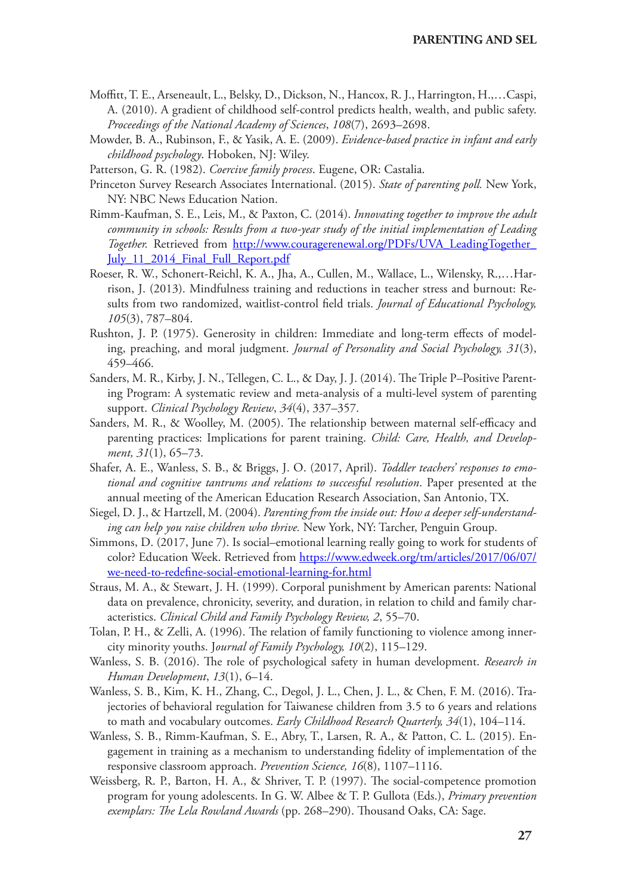Moffitt, T. E., Arseneault, L., Belsky, D., Dickson, N., Hancox, R. J., Harrington, H.,…Caspi, A. (2010). A gradient of childhood self-control predicts health, wealth, and public safety. *Proceedings of the National Academy of Sciences*, *108*(7), 2693–2698.

Mowder, B. A., Rubinson, F., & Yasik, A. E. (2009). *Evidence-based practice in infant and early childhood psychology*. Hoboken, NJ: Wiley.

Patterson, G. R. (1982). *Coercive family process*. Eugene, OR: Castalia.

Princeton Survey Research Associates International. (2015). *State of parenting poll.* New York, NY: NBC News Education Nation.

Rimm-Kaufman, S. E., Leis, M., & Paxton, C. (2014). *Innovating together to improve the adult community in schools: Results from a two-year study of the initial implementation of Leading Together.* Retrieved from [http://www.couragerenewal.org/PDFs/UVA_LeadingTogether_July_11_2014_Final_Full_Report.pdf](http://www.couragerenewal.org/PDFs/UVA_LeadingTogether_July_11_2014_Final_Full_Report.pdf)

Roeser, R. W., Schonert-Reichl, K. A., Jha, A., Cullen, M., Wallace, L., Wilensky, R.,…Harrison, J. (2013). Mindfulness training and reductions in teacher stress and burnout: Results from two randomized, waitlist-control field trials. *Journal of Educational Psychology, 105*(3), 787–804.

Rushton, J. P. (1975). Generosity in children: Immediate and long-term effects of modeling, preaching, and moral judgment. *Journal of Personality and Social Psychology, 31*(3), 459–466.

Sanders, M. R., Kirby, J. N., Tellegen, C. L., & Day, J. J. (2014). The Triple P–Positive Parenting Program: A systematic review and meta-analysis of a multi-level system of parenting support. *Clinical Psychology Review*, *34*(4), 337–357.

Sanders, M. R., & Woolley, M. (2005). The relationship between maternal self-efficacy and parenting practices: Implications for parent training. *Child: Care, Health, and Development, 31*(1), 65–73.

Shafer, A. E., Wanless, S. B., & Briggs, J. O. (2017, April). *Toddler teachers' responses to emotional and cognitive tantrums and relations to successful resolution*. Paper presented at the annual meeting of the American Education Research Association, San Antonio, TX.

Siegel, D. J., & Hartzell, M. (2004). *Parenting from the inside out: How a deeper self-understanding can help you raise children who thrive.* New York, NY: Tarcher, Penguin Group.

Simmons, D. (2017, June 7). Is social–emotional learning really going to work for students of color? Education Week. Retrieved from [https://www.edweek.org/tm/articles/2017/06/07/we-need-to-redefine-social-emotional-learning-for.html](https://www.edweek.org/tm/articles/2017/06/07/we-need-to-redefine-social-emotional-learning-for.html)

Straus, M. A., & Stewart, J. H. (1999). Corporal punishment by American parents: National data on prevalence, chronicity, severity, and duration, in relation to child and family characteristics. *Clinical Child and Family Psychology Review, 2*, 55–70.

Tolan, P. H., & Zelli, A. (1996). The relation of family functioning to violence among inner-city minority youths. J*ournal of Family Psychology, 10*(2), 115–129.

Wanless, S. B. (2016). The role of psychological safety in human development. *Research in Human Development*, *13*(1), 6–14.

Wanless, S. B., Kim, K. H., Zhang, C., Degol, J. L., Chen, J. L., & Chen, F. M. (2016). Trajectories of behavioral regulation for Taiwanese children from 3.5 to 6 years and relations to math and vocabulary outcomes. *Early Childhood Research Quarterly, 34*(1), 104–114.

Wanless, S. B., Rimm-Kaufman, S. E., Abry, T., Larsen, R. A., & Patton, C. L. (2015). Engagement in training as a mechanism to understanding fidelity of implementation of the responsive classroom approach. *Prevention Science, 16*(8), 1107–1116.

Weissberg, R. P., Barton, H. A., & Shriver, T. P. (1997). The social-competence promotion program for young adolescents. In G. W. Albee & T. P. Gullota (Eds.), *Primary prevention exemplars: The Lela Rowland Awards* (pp. 268–290). Thousand Oaks, CA: Sage.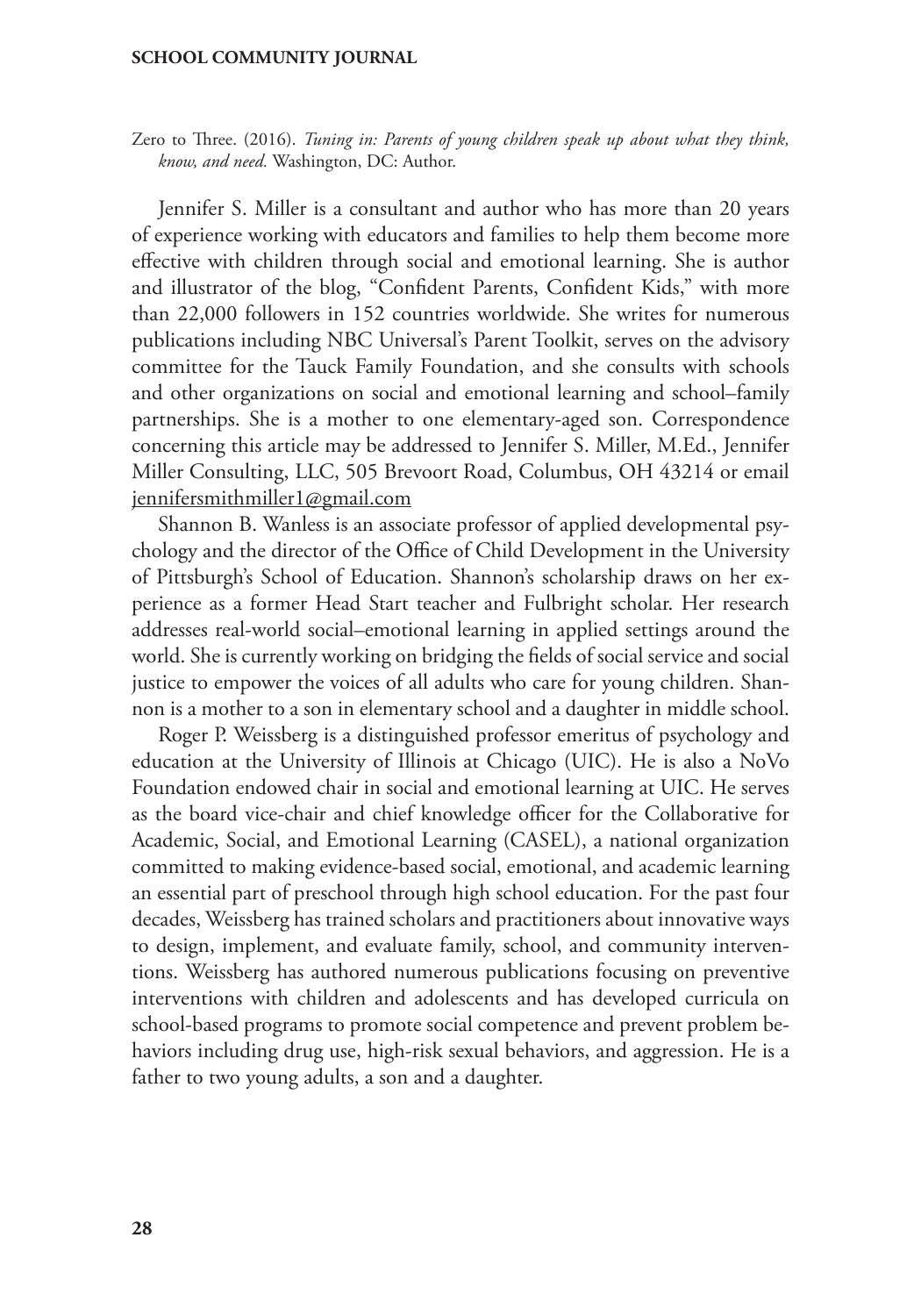Zero to Three. (2016). *Tuning in: Parents of young children speak up about what they think, know, and need.* Washington, DC: Author.

Jennifer S. Miller is a consultant and author who has more than 20 years of experience working with educators and families to help them become more effective with children through social and emotional learning. She is author and illustrator of the blog, "Confident Parents, Confident Kids," with more than 22,000 followers in 152 countries worldwide. She writes for numerous publications including NBC Universal's Parent Toolkit, serves on the advisory committee for the Tauck Family Foundation, and she consults with schools and other organizations on social and emotional learning and school–family partnerships. She is a mother to one elementary-aged son. Correspondence concerning this article may be addressed to Jennifer S. Miller, M.Ed., Jennifer Miller Consulting, LLC, 505 Brevoort Road, Columbus, OH 43214 or email jennifersmithmiller1@gmail.com

Shannon B. Wanless is an associate professor of applied developmental psychology and the director of the Office of Child Development in the University of Pittsburgh's School of Education. Shannon's scholarship draws on her experience as a former Head Start teacher and Fulbright scholar. Her research addresses real-world social–emotional learning in applied settings around the world. She is currently working on bridging the fields of social service and social justice to empower the voices of all adults who care for young children. Shannon is a mother to a son in elementary school and a daughter in middle school.

Roger P. Weissberg is a distinguished professor emeritus of psychology and education at the University of Illinois at Chicago (UIC). He is also a NoVo Foundation endowed chair in social and emotional learning at UIC. He serves as the board vice-chair and chief knowledge officer for the Collaborative for Academic, Social, and Emotional Learning (CASEL), a national organization committed to making evidence-based social, emotional, and academic learning an essential part of preschool through high school education. For the past four decades, Weissberg has trained scholars and practitioners about innovative ways to design, implement, and evaluate family, school, and community interventions. Weissberg has authored numerous publications focusing on preventive interventions with children and adolescents and has developed curricula on school-based programs to promote social competence and prevent problem behaviors including drug use, high-risk sexual behaviors, and aggression. He is a father to two young adults, a son and a daughter.